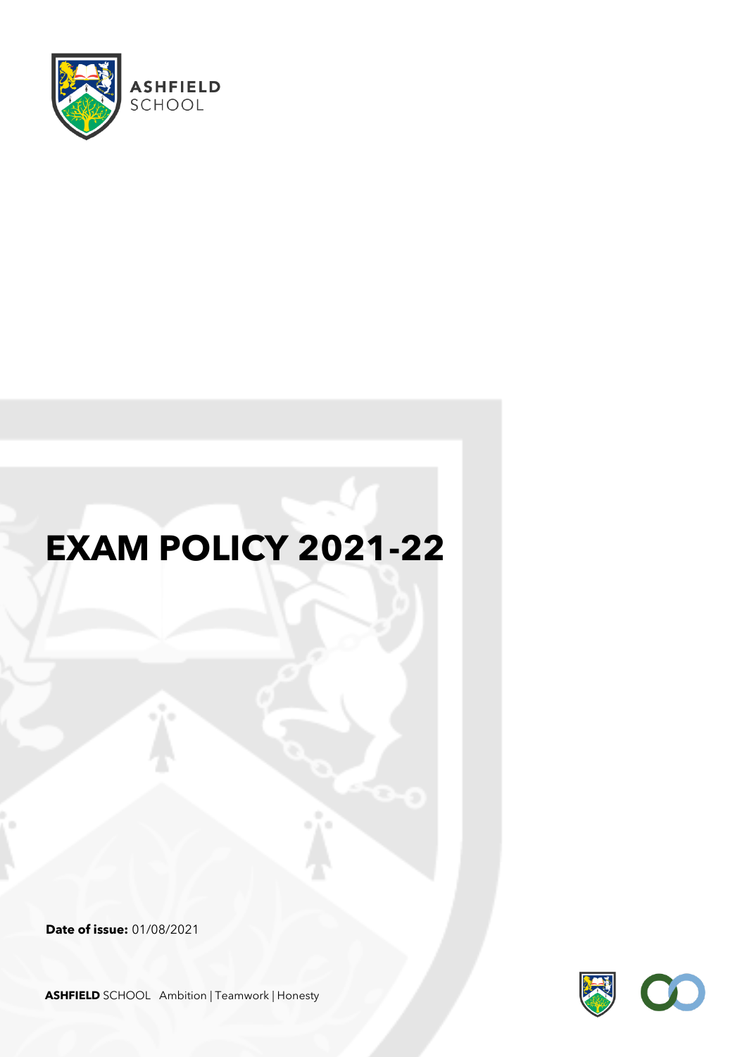ASHFIELD SCHOOL

# EXAM POLICY 2021-22

**Date of issue:** 01/08/2021

**ASHFIELD** SCHOOL Ambition | Teamwork | Honesty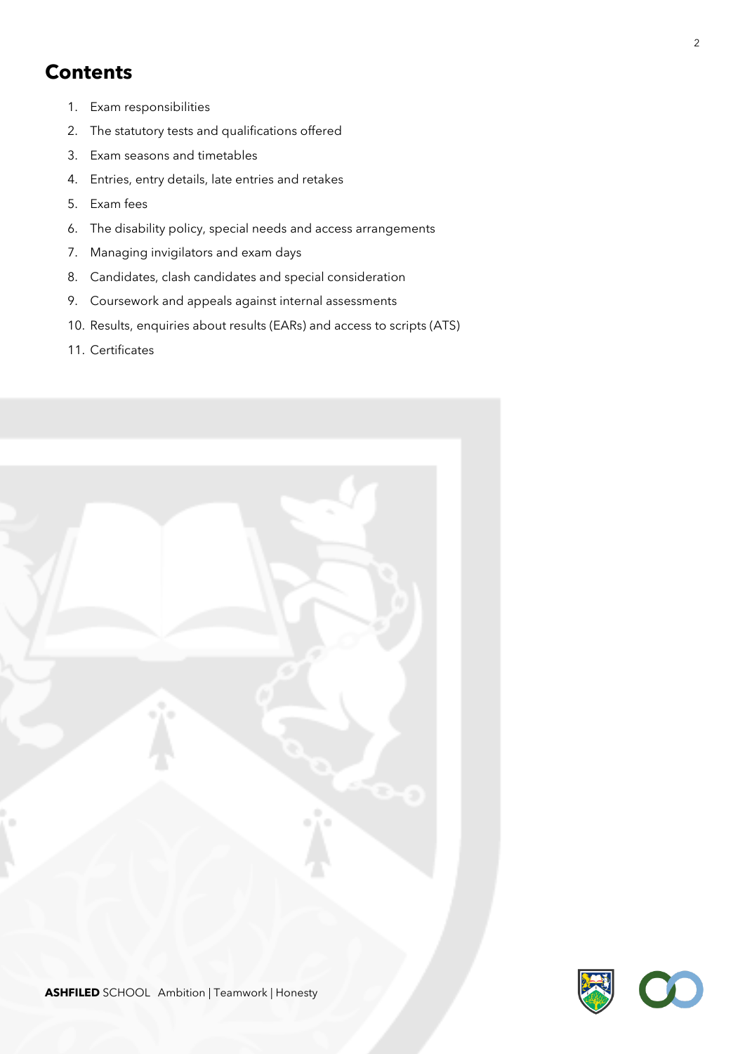# Contents

1. Exam responsibilities
2. The statutory tests and qualifications offered
3. Exam seasons and timetables
4. Entries, entry details, late entries and retakes
5. Exam fees
6. The disability policy, special needs and access arrangements
7. Managing invigilators and exam days
8. Candidates, clash candidates and special consideration
9. Coursework and appeals against internal assessments
10. Results, enquiries about results (EARs) and access to scripts (ATS)
11. Certificates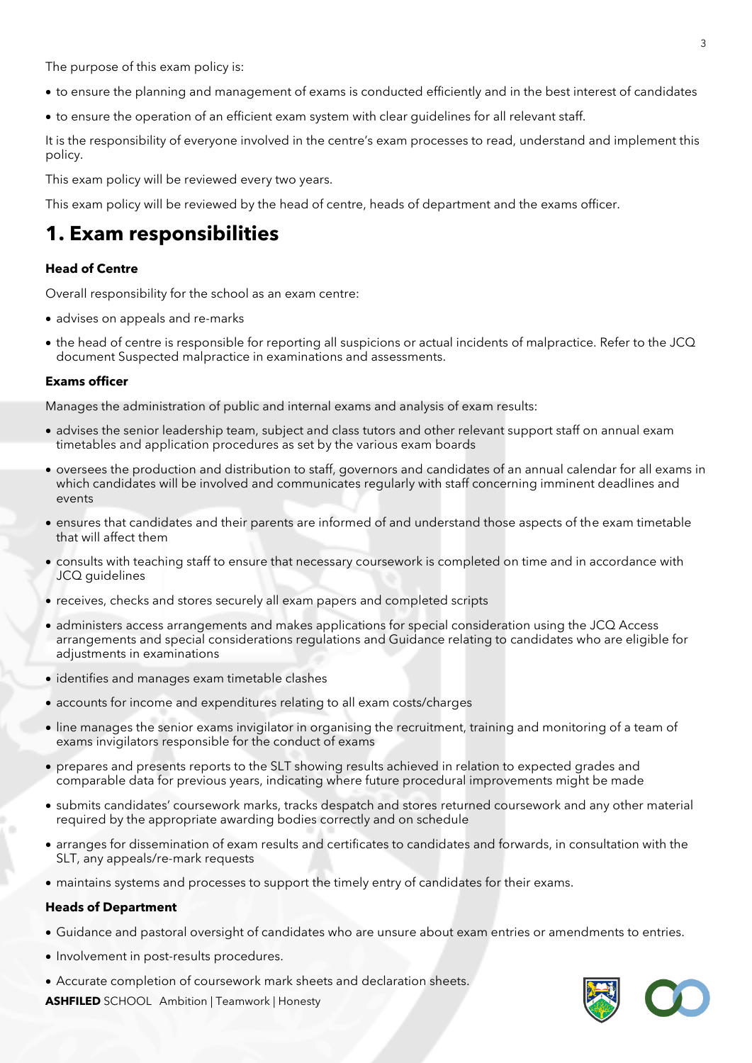The purpose of this exam policy is:

- to ensure the planning and management of exams is conducted efficiently and in the best interest of candidates
- to ensure the operation of an efficient exam system with clear guidelines for all relevant staff.

It is the responsibility of everyone involved in the centre's exam processes to read, understand and implement this policy.

This exam policy will be reviewed every two years.

This exam policy will be reviewed by the head of centre, heads of department and the exams officer.

# 1. Exam responsibilities

**Head of Centre**

Overall responsibility for the school as an exam centre:

- advises on appeals and re-marks
- the head of centre is responsible for reporting all suspicions or actual incidents of malpractice. Refer to the JCQ document Suspected malpractice in examinations and assessments.

**Exams officer**

Manages the administration of public and internal exams and analysis of exam results:

- advises the senior leadership team, subject and class tutors and other relevant support staff on annual exam timetables and application procedures as set by the various exam boards
- oversees the production and distribution to staff, governors and candidates of an annual calendar for all exams in which candidates will be involved and communicates regularly with staff concerning imminent deadlines and events
- ensures that candidates and their parents are informed of and understand those aspects of the exam timetable that will affect them
- consults with teaching staff to ensure that necessary coursework is completed on time and in accordance with JCQ guidelines
- receives, checks and stores securely all exam papers and completed scripts
- administers access arrangements and makes applications for special consideration using the JCQ Access arrangements and special considerations regulations and Guidance relating to candidates who are eligible for adjustments in examinations
- identifies and manages exam timetable clashes
- accounts for income and expenditures relating to all exam costs/charges
- line manages the senior exams invigilator in organising the recruitment, training and monitoring of a team of exams invigilators responsible for the conduct of exams
- prepares and presents reports to the SLT showing results achieved in relation to expected grades and comparable data for previous years, indicating where future procedural improvements might be made
- submits candidates' coursework marks, tracks despatch and stores returned coursework and any other material required by the appropriate awarding bodies correctly and on schedule
- arranges for dissemination of exam results and certificates to candidates and forwards, in consultation with the SLT, any appeals/re-mark requests
- maintains systems and processes to support the timely entry of candidates for their exams.

**Heads of Department**

- Guidance and pastoral oversight of candidates who are unsure about exam entries or amendments to entries.
- Involvement in post-results procedures.
- Accurate completion of coursework mark sheets and declaration sheets.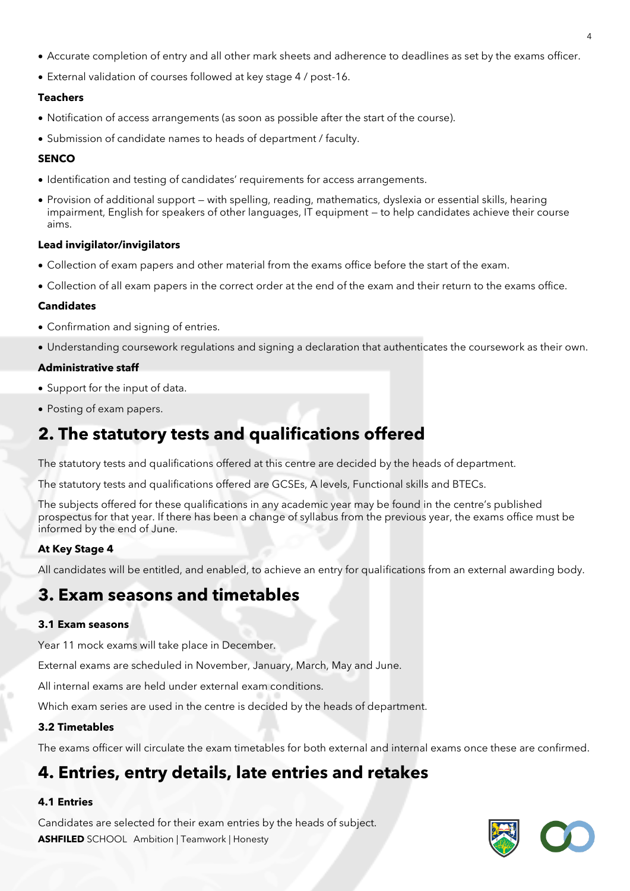- Accurate completion of entry and all other mark sheets and adherence to deadlines as set by the exams officer.
- External validation of courses followed at key stage 4 / post-16.

**Teachers**

- Notification of access arrangements (as soon as possible after the start of the course).
- Submission of candidate names to heads of department / faculty.

**SENCO**

- Identification and testing of candidates' requirements for access arrangements.
- Provision of additional support — with spelling, reading, mathematics, dyslexia or essential skills, hearing impairment, English for speakers of other languages, IT equipment — to help candidates achieve their course aims.

**Lead invigilator/invigilators**

- Collection of exam papers and other material from the exams office before the start of the exam.
- Collection of all exam papers in the correct order at the end of the exam and their return to the exams office.

**Candidates**

- Confirmation and signing of entries.
- Understanding coursework regulations and signing a declaration that authenticates the coursework as their own.

**Administrative staff**

- Support for the input of data.
- Posting of exam papers.

# 2. The statutory tests and qualifications offered

The statutory tests and qualifications offered at this centre are decided by the heads of department.

The statutory tests and qualifications offered are GCSEs, A levels, Functional skills and BTECs.

The subjects offered for these qualifications in any academic year may be found in the centre's published prospectus for that year. If there has been a change of syllabus from the previous year, the exams office must be informed by the end of June.

**At Key Stage 4**

All candidates will be entitled, and enabled, to achieve an entry for qualifications from an external awarding body.

# 3. Exam seasons and timetables

### 3.1 Exam seasons

Year 11 mock exams will take place in December.

External exams are scheduled in November, January, March, May and June.

All internal exams are held under external exam conditions.

Which exam series are used in the centre is decided by the heads of department.

### 3.2 Timetables

The exams officer will circulate the exam timetables for both external and internal exams once these are confirmed.

# 4. Entries, entry details, late entries and retakes

### 4.1 Entries

Candidates are selected for their exam entries by the heads of subject.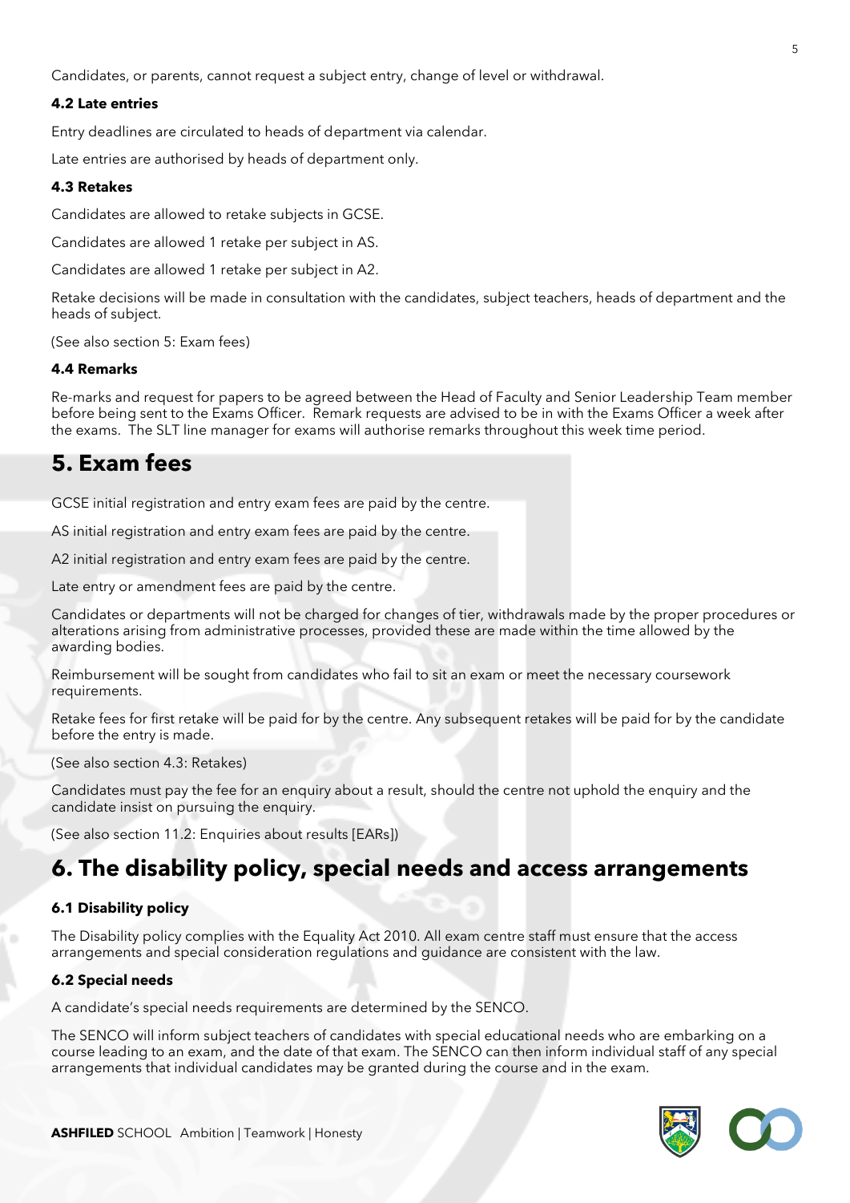Candidates, or parents, cannot request a subject entry, change of level or withdrawal.

### 4.2 Late entries

Entry deadlines are circulated to heads of department via calendar.

Late entries are authorised by heads of department only.

### 4.3 Retakes

Candidates are allowed to retake subjects in GCSE.

Candidates are allowed 1 retake per subject in AS.

Candidates are allowed 1 retake per subject in A2.

Retake decisions will be made in consultation with the candidates, subject teachers, heads of department and the heads of subject.

(See also section 5: Exam fees)

### 4.4 Remarks

Re-marks and request for papers to be agreed between the Head of Faculty and Senior Leadership Team member before being sent to the Exams Officer. Remark requests are advised to be in with the Exams Officer a week after the exams. The SLT line manager for exams will authorise remarks throughout this week time period.

## 5. Exam fees

GCSE initial registration and entry exam fees are paid by the centre.

AS initial registration and entry exam fees are paid by the centre.

A2 initial registration and entry exam fees are paid by the centre.

Late entry or amendment fees are paid by the centre.

Candidates or departments will not be charged for changes of tier, withdrawals made by the proper procedures or alterations arising from administrative processes, provided these are made within the time allowed by the awarding bodies.

Reimbursement will be sought from candidates who fail to sit an exam or meet the necessary coursework requirements.

Retake fees for first retake will be paid for by the centre. Any subsequent retakes will be paid for by the candidate before the entry is made.

(See also section 4.3: Retakes)

Candidates must pay the fee for an enquiry about a result, should the centre not uphold the enquiry and the candidate insist on pursuing the enquiry.

(See also section 11.2: Enquiries about results [EARs])

## 6. The disability policy, special needs and access arrangements

### 6.1 Disability policy

The Disability policy complies with the Equality Act 2010. All exam centre staff must ensure that the access arrangements and special consideration regulations and guidance are consistent with the law.

### 6.2 Special needs

A candidate's special needs requirements are determined by the SENCO.

The SENCO will inform subject teachers of candidates with special educational needs who are embarking on a course leading to an exam, and the date of that exam. The SENCO can then inform individual staff of any special arrangements that individual candidates may be granted during the course and in the exam.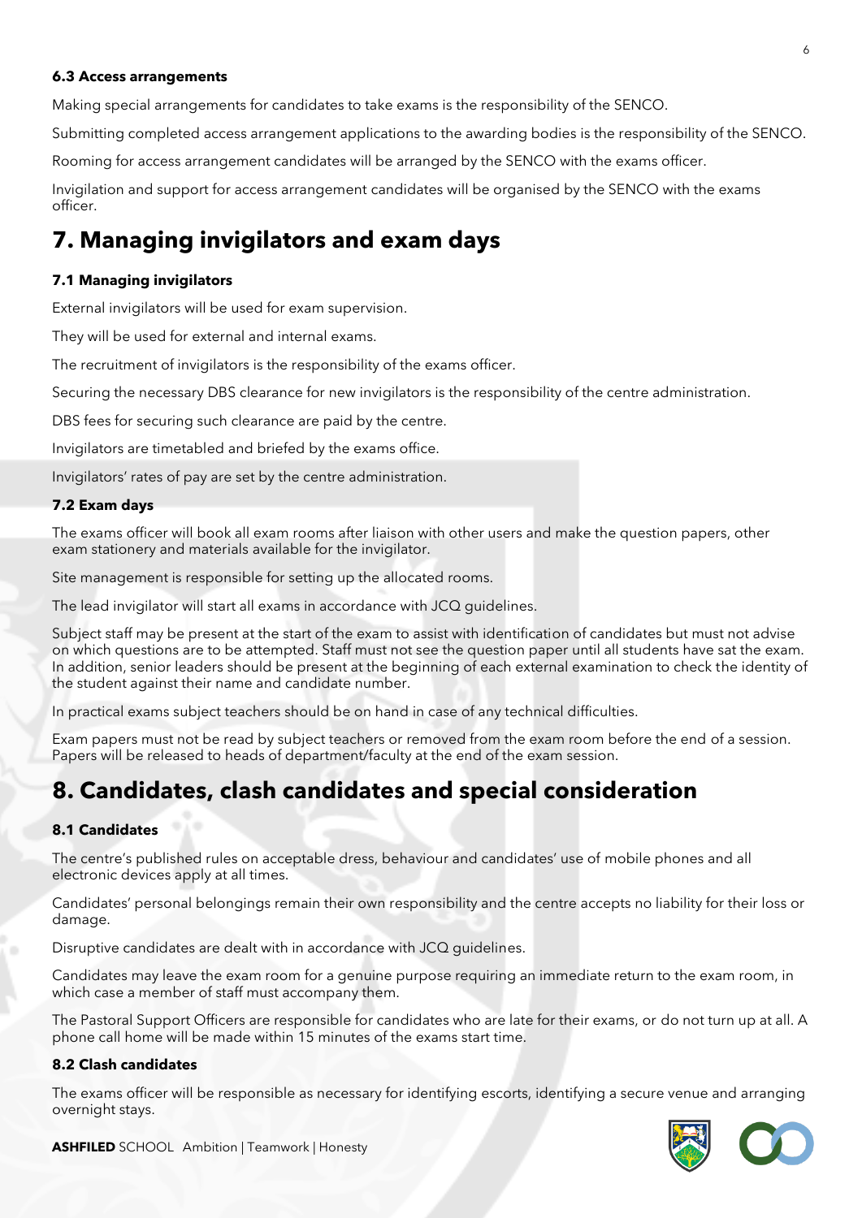### 6.3 Access arrangements

Making special arrangements for candidates to take exams is the responsibility of the SENCO.

Submitting completed access arrangement applications to the awarding bodies is the responsibility of the SENCO.

Rooming for access arrangement candidates will be arranged by the SENCO with the exams officer.

Invigilation and support for access arrangement candidates will be organised by the SENCO with the exams officer.

# 7. Managing invigilators and exam days

### 7.1 Managing invigilators

External invigilators will be used for exam supervision.

They will be used for external and internal exams.

The recruitment of invigilators is the responsibility of the exams officer.

Securing the necessary DBS clearance for new invigilators is the responsibility of the centre administration.

DBS fees for securing such clearance are paid by the centre.

Invigilators are timetabled and briefed by the exams office.

Invigilators' rates of pay are set by the centre administration.

### 7.2 Exam days

The exams officer will book all exam rooms after liaison with other users and make the question papers, other exam stationery and materials available for the invigilator.

Site management is responsible for setting up the allocated rooms.

The lead invigilator will start all exams in accordance with JCQ guidelines.

Subject staff may be present at the start of the exam to assist with identification of candidates but must not advise on which questions are to be attempted. Staff must not see the question paper until all students have sat the exam. In addition, senior leaders should be present at the beginning of each external examination to check the identity of the student against their name and candidate number.

In practical exams subject teachers should be on hand in case of any technical difficulties.

Exam papers must not be read by subject teachers or removed from the exam room before the end of a session. Papers will be released to heads of department/faculty at the end of the exam session.

# 8. Candidates, clash candidates and special consideration

### 8.1 Candidates

The centre's published rules on acceptable dress, behaviour and candidates' use of mobile phones and all electronic devices apply at all times.

Candidates' personal belongings remain their own responsibility and the centre accepts no liability for their loss or damage.

Disruptive candidates are dealt with in accordance with JCQ guidelines.

Candidates may leave the exam room for a genuine purpose requiring an immediate return to the exam room, in which case a member of staff must accompany them.

The Pastoral Support Officers are responsible for candidates who are late for their exams, or do not turn up at all. A phone call home will be made within 15 minutes of the exams start time.

### 8.2 Clash candidates

The exams officer will be responsible as necessary for identifying escorts, identifying a secure venue and arranging overnight stays.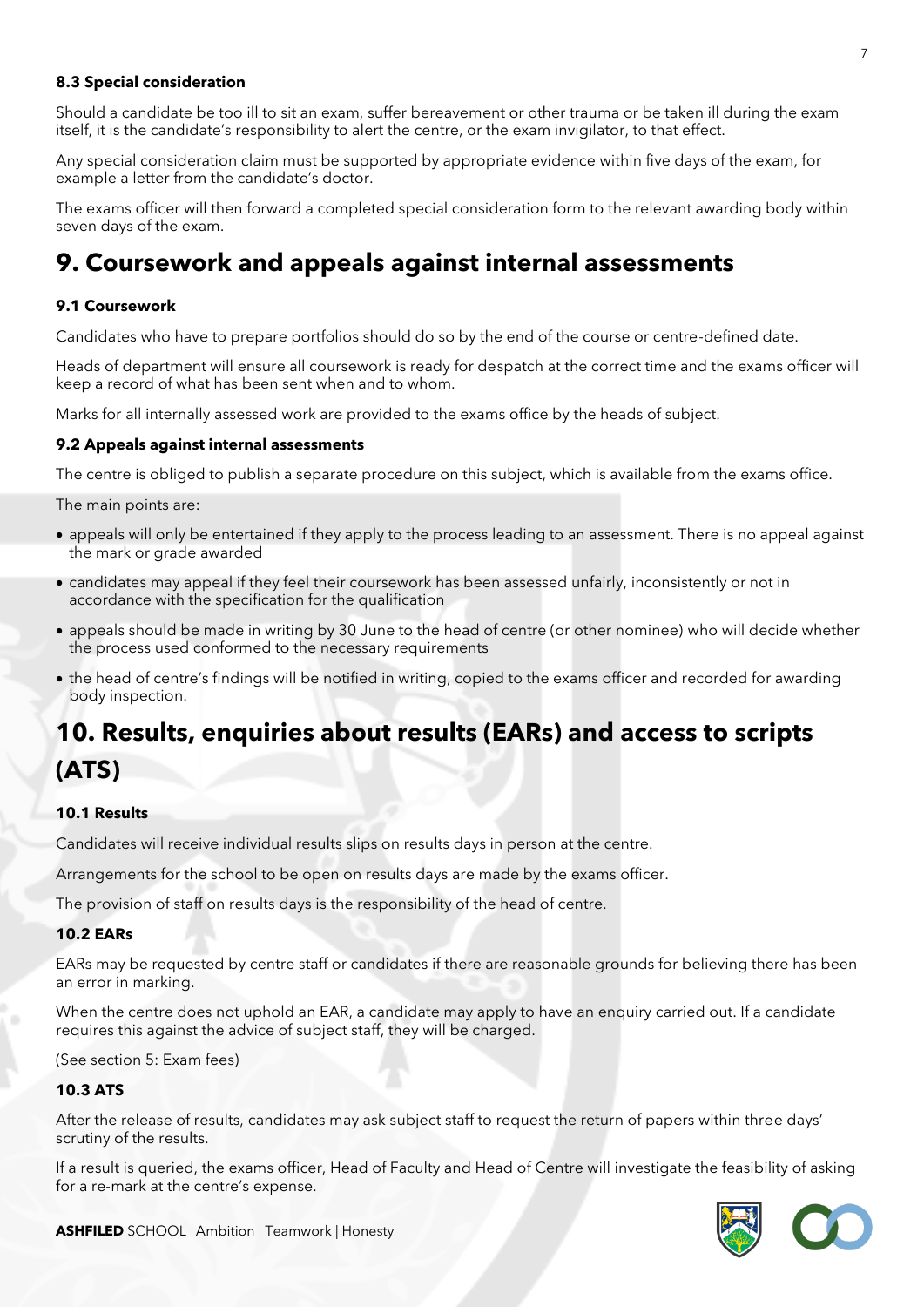### 8.3 Special consideration

Should a candidate be too ill to sit an exam, suffer bereavement or other trauma or be taken ill during the exam itself, it is the candidate's responsibility to alert the centre, or the exam invigilator, to that effect.

Any special consideration claim must be supported by appropriate evidence within five days of the exam, for example a letter from the candidate's doctor.

The exams officer will then forward a completed special consideration form to the relevant awarding body within seven days of the exam.

## 9. Coursework and appeals against internal assessments

### 9.1 Coursework

Candidates who have to prepare portfolios should do so by the end of the course or centre-defined date.

Heads of department will ensure all coursework is ready for despatch at the correct time and the exams officer will keep a record of what has been sent when and to whom.

Marks for all internally assessed work are provided to the exams office by the heads of subject.

### 9.2 Appeals against internal assessments

The centre is obliged to publish a separate procedure on this subject, which is available from the exams office.

The main points are:

- appeals will only be entertained if they apply to the process leading to an assessment. There is no appeal against the mark or grade awarded
- candidates may appeal if they feel their coursework has been assessed unfairly, inconsistently or not in accordance with the specification for the qualification
- appeals should be made in writing by 30 June to the head of centre (or other nominee) who will decide whether the process used conformed to the necessary requirements
- the head of centre's findings will be notified in writing, copied to the exams officer and recorded for awarding body inspection.

## 10. Results, enquiries about results (EARs) and access to scripts (ATS)

### 10.1 Results

Candidates will receive individual results slips on results days in person at the centre.

Arrangements for the school to be open on results days are made by the exams officer.

The provision of staff on results days is the responsibility of the head of centre.

### 10.2 EARs

EARs may be requested by centre staff or candidates if there are reasonable grounds for believing there has been an error in marking.

When the centre does not uphold an EAR, a candidate may apply to have an enquiry carried out. If a candidate requires this against the advice of subject staff, they will be charged.

(See section 5: Exam fees)

### 10.3 ATS

After the release of results, candidates may ask subject staff to request the return of papers within three days' scrutiny of the results.

If a result is queried, the exams officer, Head of Faculty and Head of Centre will investigate the feasibility of asking for a re-mark at the centre's expense.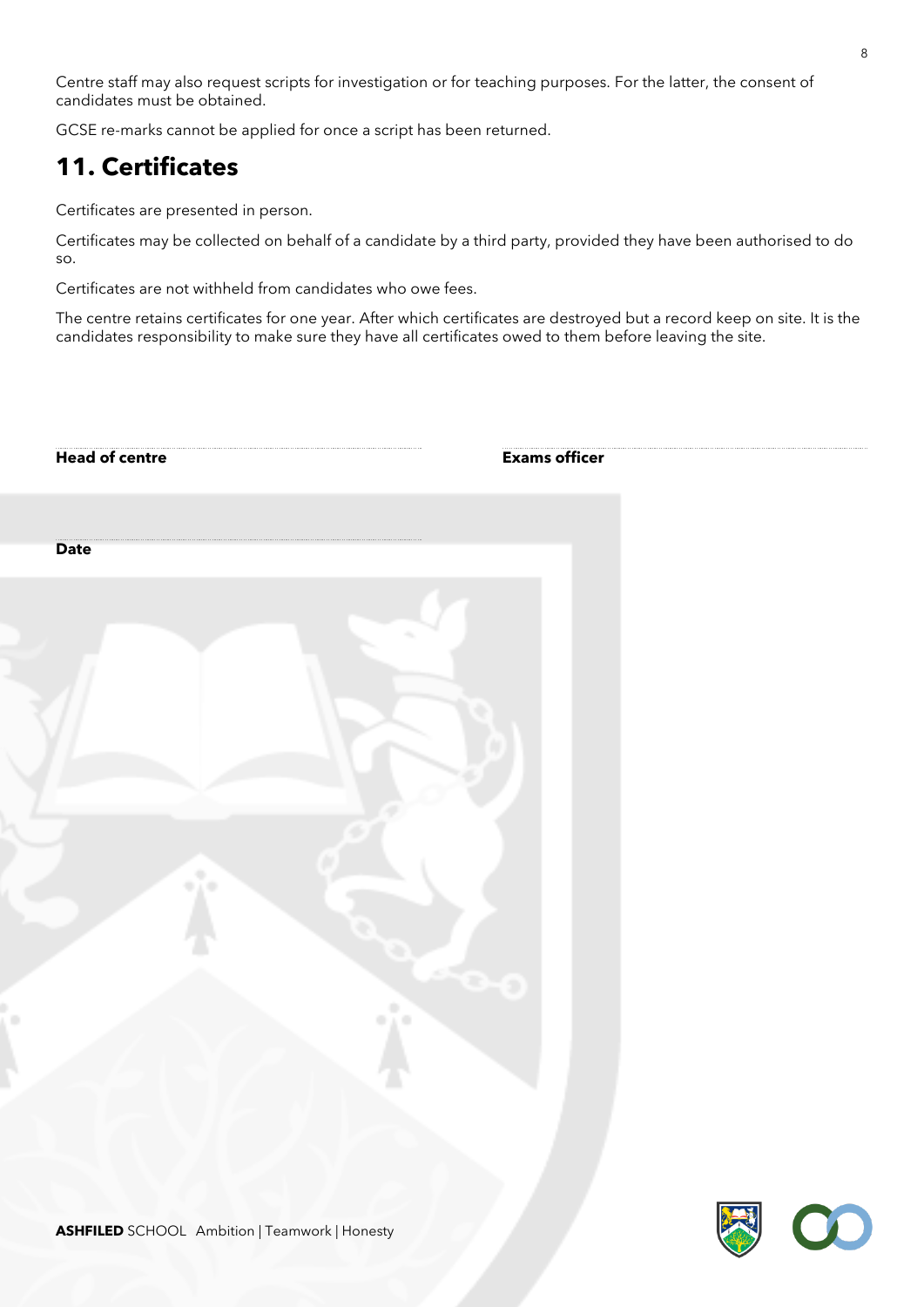Centre staff may also request scripts for investigation or for teaching purposes. For the latter, the consent of candidates must be obtained.

GCSE re-marks cannot be applied for once a script has been returned.

## 11. Certificates

Certificates are presented in person.

Certificates may be collected on behalf of a candidate by a third party, provided they have been authorised to do so.

Certificates are not withheld from candidates who owe fees.

The centre retains certificates for one year. After which certificates are destroyed but a record keep on site. It is the candidates responsibility to make sure they have all certificates owed to them before leaving the site.

**Head of centre**

**Exams officer**

**Date**

**ASHFILED** SCHOOL Ambition | Teamwork | Honesty